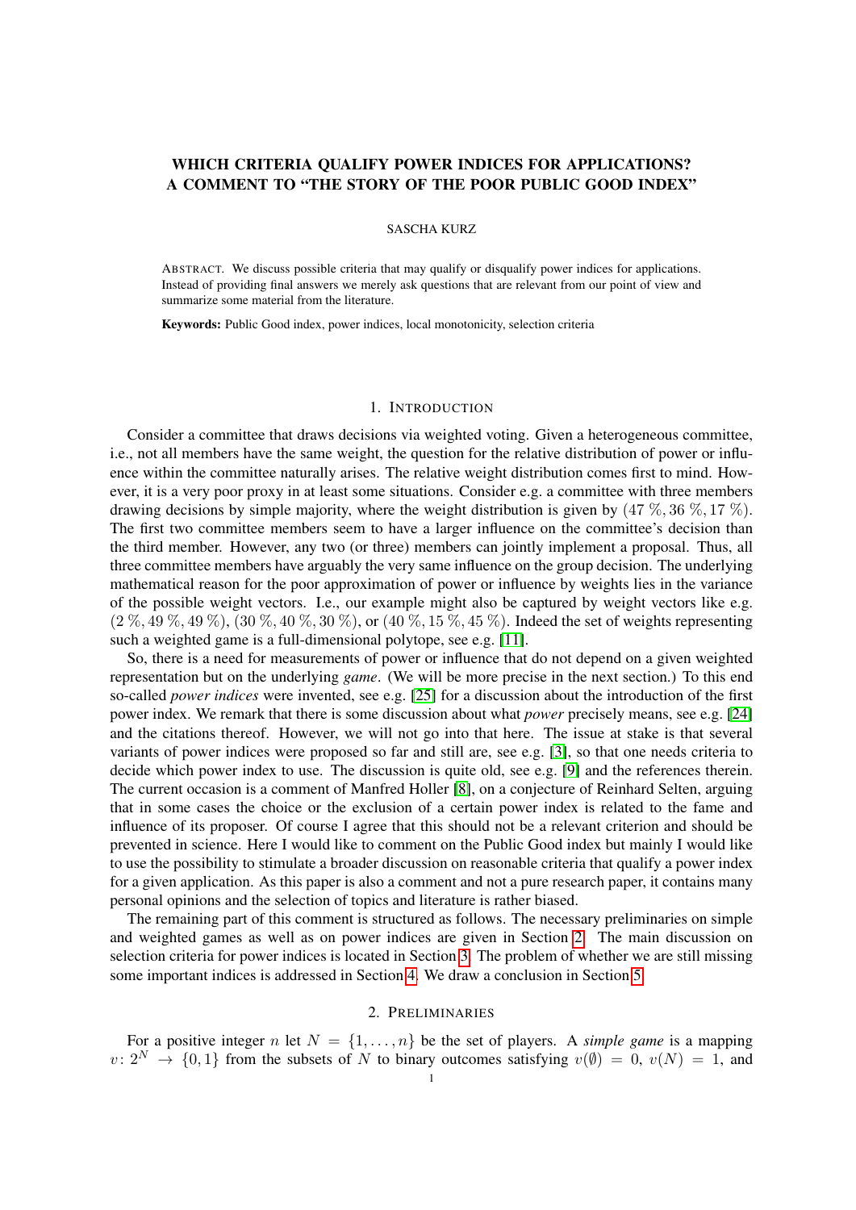# WHICH CRITERIA QUALIFY POWER INDICES FOR APPLICATIONS? A COMMENT TO "THE STORY OF THE POOR PUBLIC GOOD INDEX"

SASCHA KURZ

ABSTRACT. We discuss possible criteria that may qualify or disqualify power indices for applications. Instead of providing final answers we merely ask questions that are relevant from our point of view and summarize some material from the literature.

**Keywords:** Public Good index, power indices, local monotonicity, selection criteria

## 1. INTRODUCTION

Consider a committee that draws decisions via weighted voting. Given a heterogeneous committee, i.e., not all members have the same weight, the question for the relative distribution of power or influence within the committee naturally arises. The relative weight distribution comes first to mind. However, it is a very poor proxy in at least some situations. Consider e.g. a committee with three members drawing decisions by simple majority, where the weight distribution is given by $(47\,\%, 36\,\%, 17\,\%)$. The first two committee members seem to have a larger influence on the committee's decision than the third member. However, any two (or three) members can jointly implement a proposal. Thus, all three committee members have arguably the very same influence on the group decision. The underlying mathematical reason for the poor approximation of power or influence by weights lies in the variance of the possible weight vectors. I.e., our example might also be captured by weight vectors like e.g. $(2\,\%, 49\,\%, 49\,\%)$, $(30\,\%, 40\,\%, 30\,\%)$, or $(40\,\%, 15\,\%, 45\,\%)$. Indeed the set of weights representing such a weighted game is a full-dimensional polytope, see e.g. [11].

So, there is a need for measurements of power or influence that do not depend on a given weighted representation but on the underlying *game*. (We will be more precise in the next section.) To this end so-called *power indices* were invented, see e.g. [25] for a discussion about the introduction of the first power index. We remark that there is some discussion about what *power* precisely means, see e.g. [24] and the citations thereof. However, we will not go into that here. The issue at stake is that several variants of power indices were proposed so far and still are, see e.g. [3], so that one needs criteria to decide which power index to use. The discussion is quite old, see e.g. [9] and the references therein. The current occasion is a comment of Manfred Holler [8], on a conjecture of Reinhard Selten, arguing that in some cases the choice or the exclusion of a certain power index is related to the fame and influence of its proposer. Of course I agree that this should not be a relevant criterion and should be prevented in science. Here I would like to comment on the Public Good index but mainly I would like to use the possibility to stimulate a broader discussion on reasonable criteria that qualify a power index for a given application. As this paper is also a comment and not a pure research paper, it contains many personal opinions and the selection of topics and literature is rather biased.

The remaining part of this comment is structured as follows. The necessary preliminaries on simple and weighted games as well as on power indices are given in Section 2. The main discussion on selection criteria for power indices is located in Section 3. The problem of whether we are still missing some important indices is addressed in Section 4. We draw a conclusion in Section 5.

## 2. PRELIMINARIES

For a positive integer $n$ let $N = \{1, \ldots, n\}$ be the set of players. A *simple game* is a mapping $v\colon 2^N \to \{0,1\}$ from the subsets of $N$ to binary outcomes satisfying $v(\emptyset) = 0$, $v(N) = 1$, and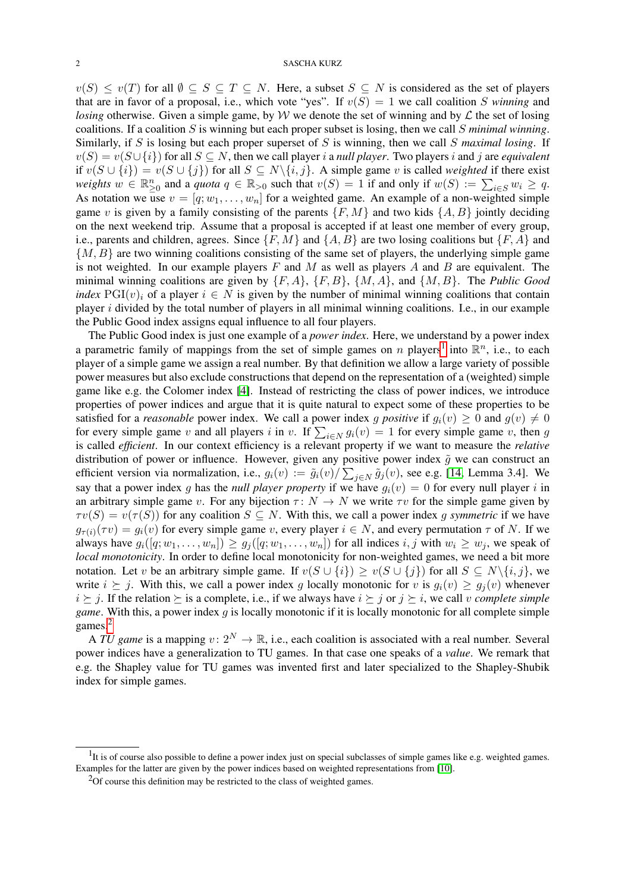$v(S) \le v(T)$ for all $\emptyset \subseteq S \subseteq T \subseteq N$. Here, a subset $S \subseteq N$ is considered as the set of players that are in favor of a proposal, i.e., which vote "yes". If $v(S) = 1$ we call coalition $S$ *winning* and *losing* otherwise. Given a simple game, by $\mathcal{W}$ we denote the set of winning and by $\mathcal{L}$ the set of losing coalitions. If a coalition $S$ is winning but each proper subset is losing, then we call $S$ *minimal winning*. Similarly, if $S$ is losing but each proper superset of $S$ is winning, then we call $S$ *maximal losing*. If $v(S) = v(S \cup \{i\})$ for all $S \subseteq N$, then we call player $i$ a *null player*. Two players $i$ and $j$ are *equivalent* if $v(S \cup \{i\}) = v(S \cup \{j\})$ for all $S \subseteq N \backslash \{i, j\}$. A simple game $v$ is called *weighted* if there exist *weights* $w \in \mathbb{R}^n_{\ge 0}$ and a *quota* $q \in \mathbb{R}_{>0}$ such that $v(S) = 1$ if and only if $w(S) := \sum_{i \in S} w_i \ge q$. As notation we use $v = [q; w_1, \dots, w_n]$ for a weighted game. An example of a non-weighted simple game $v$ is given by a family consisting of the parents $\{F, M\}$ and two kids $\{A, B\}$ jointly deciding on the next weekend trip. Assume that a proposal is accepted if at least one member of every group, i.e., parents and children, agrees. Since $\{F, M\}$ and $\{A, B\}$ are two losing coalitions but $\{F, A\}$ and $\{M, B\}$ are two winning coalitions consisting of the same set of players, the underlying simple game is not weighted. In our example players $F$ and $M$ as well as players $A$ and $B$ are equivalent. The minimal winning coalitions are given by $\{F, A\}$, $\{F, B\}$, $\{M, A\}$, and $\{M, B\}$. The *Public Good index* $\operatorname{PGI}(v)_i$ of a player $i \in N$ is given by the number of minimal winning coalitions that contain player $i$ divided by the total number of players in all minimal winning coalitions. I.e., in our example the Public Good index assigns equal influence to all four players.

The Public Good index is just one example of a *power index*. Here, we understand by a power index a parametric family of mappings from the set of simple games on $n$ players[1] into $\mathbb{R}^n$, i.e., to each player of a simple game we assign a real number. By that definition we allow a large variety of possible power measures but also exclude constructions that depend on the representation of a (weighted) simple game like e.g. the Colomer index [4]. Instead of restricting the class of power indices, we introduce properties of power indices and argue that it is quite natural to expect some of these properties to be satisfied for a *reasonable* power index. We call a power index $g$ *positive* if $g_i(v) \ge 0$ and $g(v) \ne 0$ for every simple game $v$ and all players $i$ in $v$. If $\sum_{i \in N} g_i(v) = 1$ for every simple game $v$, then $g$ is called *efficient*. In our context efficiency is a relevant property if we want to measure the *relative* distribution of power or influence. However, given any positive power index $\tilde{g}$ we can construct an efficient version via normalization, i.e., $g_i(v) := \tilde{g}_i(v) / \sum_{j \in N} \tilde{g}_j(v)$, see e.g. [14, Lemma 3.4]. We say that a power index $g$ has the *null player property* if we have $g_i(v) = 0$ for every null player $i$ in an arbitrary simple game $v$. For any bijection $\tau \colon N \to N$ we write $\tau v$ for the simple game given by $\tau v(S) = v(\tau(S))$ for any coalition $S \subseteq N$. With this, we call a power index $g$ *symmetric* if we have $g_{\tau(i)}(\tau v) = g_i(v)$ for every simple game $v$, every player $i \in N$, and every permutation $\tau$ of $N$. If we always have $g_i([q; w_1, \dots, w_n]) \ge g_j([q; w_1, \dots, w_n])$ for all indices $i, j$ with $w_i \ge w_j$, we speak of *local monotonicity*. In order to define local monotonicity for non-weighted games, we need a bit more notation. Let $v$ be an arbitrary simple game. If $v(S \cup \{i\}) \ge v(S \cup \{j\})$ for all $S \subseteq N \backslash \{i, j\}$, we write $i \succeq j$. With this, we call a power index $g$ locally monotonic for $v$ is $g_i(v) \ge g_j(v)$ whenever $i \succeq j$. If the relation $\succeq$ is a complete, i.e., if we always have $i \succeq j$ or $j \succeq i$, we call $v$ *complete simple game*. With this, a power index $g$ is locally monotonic if it is locally monotonic for all complete simple games.[2]

A *TU game* is a mapping $v \colon 2^N \to \mathbb{R}$, i.e., each coalition is associated with a real number. Several power indices have a generalization to TU games. In that case one speaks of a *value*. We remark that e.g. the Shapley value for TU games was invented first and later specialized to the Shapley-Shubik index for simple games.

[1] It is of course also possible to define a power index just on special subclasses of simple games like e.g. weighted games. Examples for the latter are given by the power indices based on weighted representations from [10].

[2] Of course this definition may be restricted to the class of weighted games.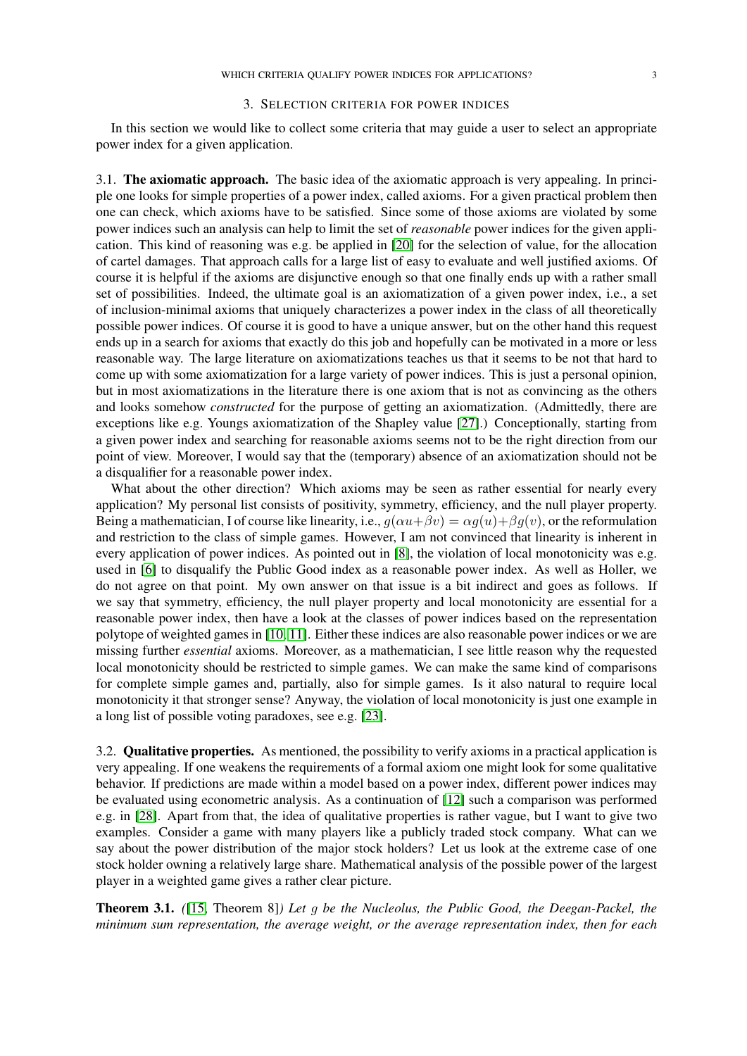## 3. Selection criteria for power indices

In this section we would like to collect some criteria that may guide a user to select an appropriate power index for a given application.

3.1. **The axiomatic approach.** The basic idea of the axiomatic approach is very appealing. In principle one looks for simple properties of a power index, called axioms. For a given practical problem then one can check, which axioms have to be satisfied. Since some of those axioms are violated by some power indices such an analysis can help to limit the set of *reasonable* power indices for the given application. This kind of reasoning was e.g. be applied in [20] for the selection of value, for the allocation of cartel damages. That approach calls for a large list of easy to evaluate and well justified axioms. Of course it is helpful if the axioms are disjunctive enough so that one finally ends up with a rather small set of possibilities. Indeed, the ultimate goal is an axiomatization of a given power index, i.e., a set of inclusion-minimal axioms that uniquely characterizes a power index in the class of all theoretically possible power indices. Of course it is good to have a unique answer, but on the other hand this request ends up in a search for axioms that exactly do this job and hopefully can be motivated in a more or less reasonable way. The large literature on axiomatizations teaches us that it seems to be not that hard to come up with some axiomatization for a large variety of power indices. This is just a personal opinion, but in most axiomatizations in the literature there is one axiom that is not as convincing as the others and looks somehow *constructed* for the purpose of getting an axiomatization. (Admittedly, there are exceptions like e.g. Youngs axiomatization of the Shapley value [27].) Conceptionally, starting from a given power index and searching for reasonable axioms seems not to be the right direction from our point of view. Moreover, I would say that the (temporary) absence of an axiomatization should not be a disqualifier for a reasonable power index.

What about the other direction? Which axioms may be seen as rather essential for nearly every application? My personal list consists of positivity, symmetry, efficiency, and the null player property. Being a mathematician, I of course like linearity, i.e., $g(\alpha u+\beta v) = \alpha g(u)+\beta g(v)$, or the reformulation and restriction to the class of simple games. However, I am not convinced that linearity is inherent in every application of power indices. As pointed out in [8], the violation of local monotonicity was e.g. used in [6] to disqualify the Public Good index as a reasonable power index. As well as Holler, we do not agree on that point. My own answer on that issue is a bit indirect and goes as follows. If we say that symmetry, efficiency, the null player property and local monotonicity are essential for a reasonable power index, then have a look at the classes of power indices based on the representation polytope of weighted games in [10, 11]. Either these indices are also reasonable power indices or we are missing further *essential* axioms. Moreover, as a mathematician, I see little reason why the requested local monotonicity should be restricted to simple games. We can make the same kind of comparisons for complete simple games and, partially, also for simple games. Is it also natural to require local monotonicity it that stronger sense? Anyway, the violation of local monotonicity is just one example in a long list of possible voting paradoxes, see e.g. [23].

3.2. **Qualitative properties.** As mentioned, the possibility to verify axioms in a practical application is very appealing. If one weakens the requirements of a formal axiom one might look for some qualitative behavior. If predictions are made within a model based on a power index, different power indices may be evaluated using econometric analysis. As a continuation of [12] such a comparison was performed e.g. in [28]. Apart from that, the idea of qualitative properties is rather vague, but I want to give two examples. Consider a game with many players like a publicly traded stock company. What can we say about the power distribution of the major stock holders? Let us look at the extreme case of one stock holder owning a relatively large share. Mathematical analysis of the possible power of the largest player in a weighted game gives a rather clear picture.

**Theorem 3.1.** *([15, Theorem 8]) Let $g$ be the Nucleolus, the Public Good, the Deegan-Packel, the minimum sum representation, the average weight, or the average representation index, then for each*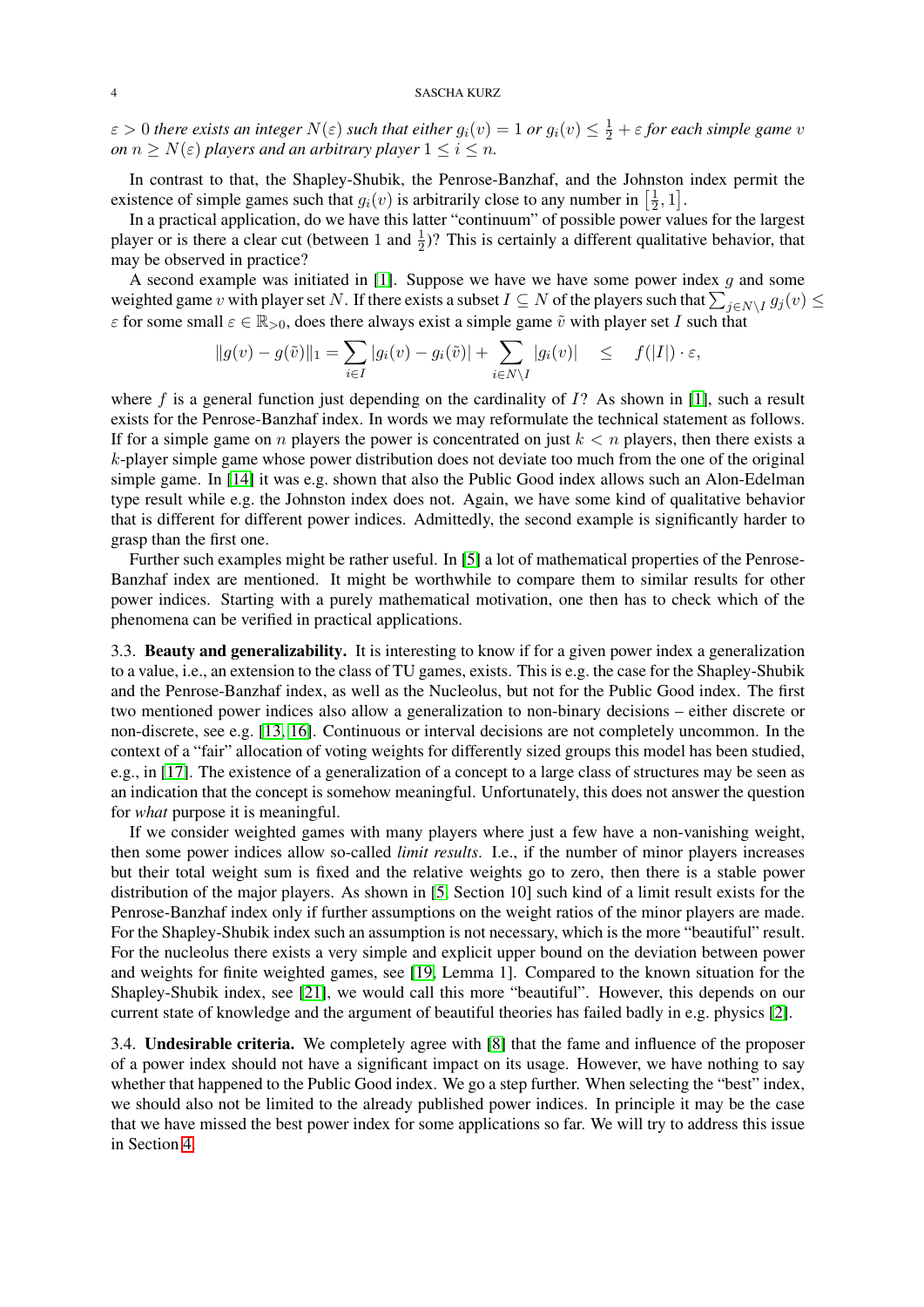$\varepsilon > 0$ *there exists an integer* $N(\varepsilon)$ *such that either* $g_i(v) = 1$ *or* $g_i(v) \leq \frac{1}{2} + \varepsilon$ *for each simple game* $v$ *on* $n \geq N(\varepsilon)$ *players and an arbitrary player* $1 \leq i \leq n$.

In contrast to that, the Shapley-Shubik, the Penrose-Banzhaf, and the Johnston index permit the existence of simple games such that $g_i(v)$ is arbitrarily close to any number in $\left[\frac{1}{2}, 1\right]$.

In a practical application, do we have this latter "continuum" of possible power values for the largest player or is there a clear cut (between 1 and $\frac{1}{2}$)? This is certainly a different qualitative behavior, that may be observed in practice?

A second example was initiated in [1]. Suppose we have we have some power index $g$ and some weighted game $v$ with player set $N$. If there exists a subset $I \subseteq N$ of the players such that $\sum_{j \in N \setminus I} g_j(v) \leq \varepsilon$ for some small $\varepsilon \in \mathbb{R}_{>0}$, does there always exist a simple game $\tilde{v}$ with player set $I$ such that

$$\|g(v) - g(\tilde{v})\|_1 = \sum_{i \in I} |g_i(v) - g_i(\tilde{v})| + \sum_{i \in N \setminus I} |g_i(v)| \quad \leq \quad f(|I|) \cdot \varepsilon,$$

where $f$ is a general function just depending on the cardinality of $I$? As shown in [1], such a result exists for the Penrose-Banzhaf index. In words we may reformulate the technical statement as follows. If for a simple game on $n$ players the power is concentrated on just $k < n$ players, then there exists a $k$-player simple game whose power distribution does not deviate too much from the one of the original simple game. In [14] it was e.g. shown that also the Public Good index allows such an Alon-Edelman type result while e.g. the Johnston index does not. Again, we have some kind of qualitative behavior that is different for different power indices. Admittedly, the second example is significantly harder to grasp than the first one.

Further such examples might be rather useful. In [5] a lot of mathematical properties of the Penrose-Banzhaf index are mentioned. It might be worthwhile to compare them to similar results for other power indices. Starting with a purely mathematical motivation, one then has to check which of the phenomena can be verified in practical applications.

3.3. **Beauty and generalizability.** It is interesting to know if for a given power index a generalization to a value, i.e., an extension to the class of TU games, exists. This is e.g. the case for the Shapley-Shubik and the Penrose-Banzhaf index, as well as the Nucleolus, but not for the Public Good index. The first two mentioned power indices also allow a generalization to non-binary decisions – either discrete or non-discrete, see e.g. [13, 16]. Continuous or interval decisions are not completely uncommon. In the context of a "fair" allocation of voting weights for differently sized groups this model has been studied, e.g., in [17]. The existence of a generalization of a concept to a large class of structures may be seen as an indication that the concept is somehow meaningful. Unfortunately, this does not answer the question for *what* purpose it is meaningful.

If we consider weighted games with many players where just a few have a non-vanishing weight, then some power indices allow so-called *limit results*. I.e., if the number of minor players increases but their total weight sum is fixed and the relative weights go to zero, then there is a stable power distribution of the major players. As shown in [5, Section 10] such kind of a limit result exists for the Penrose-Banzhaf index only if further assumptions on the weight ratios of the minor players are made. For the Shapley-Shubik index such an assumption is not necessary, which is the more "beautiful" result. For the nucleolus there exists a very simple and explicit upper bound on the deviation between power and weights for finite weighted games, see [19, Lemma 1]. Compared to the known situation for the Shapley-Shubik index, see [21], we would call this more "beautiful". However, this depends on our current state of knowledge and the argument of beautiful theories has failed badly in e.g. physics [2].

3.4. **Undesirable criteria.** We completely agree with [8] that the fame and influence of the proposer of a power index should not have a significant impact on its usage. However, we have nothing to say whether that happened to the Public Good index. We go a step further. When selecting the "best" index, we should also not be limited to the already published power indices. In principle it may be the case that we have missed the best power index for some applications so far. We will try to address this issue in Section 4.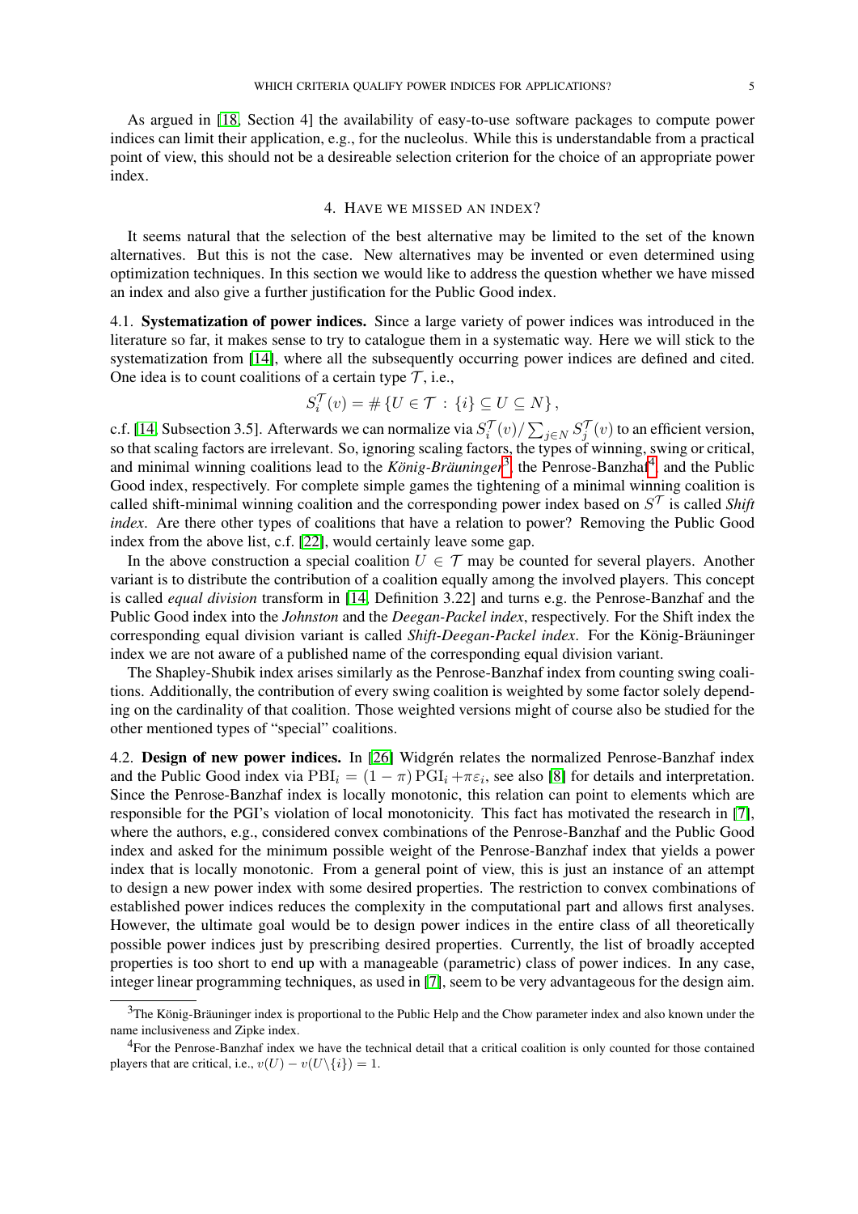As argued in [18, Section 4] the availability of easy-to-use software packages to compute power indices can limit their application, e.g., for the nucleolus. While this is understandable from a practical point of view, this should not be a desireable selection criterion for the choice of an appropriate power index.

## 4. Have we missed an index?

It seems natural that the selection of the best alternative may be limited to the set of the known alternatives. But this is not the case. New alternatives may be invented or even determined using optimization techniques. In this section we would like to address the question whether we have missed an index and also give a further justification for the Public Good index.

### 4.1. Systematization of power indices.

Since a large variety of power indices was introduced in the literature so far, it makes sense to try to catalogue them in a systematic way. Here we will stick to the systematization from [14], where all the subsequently occurring power indices are defined and cited. One idea is to count coalitions of a certain type $\mathcal{T}$, i.e.,

$$S_i^{\mathcal{T}}(v) = \#\left\{U \in \mathcal{T} \,:\, \{i\} \subseteq U \subseteq N\right\},$$

c.f. [14, Subsection 3.5]. Afterwards we can normalize via $S_i^{\mathcal{T}}(v)/\sum_{j\in N} S_j^{\mathcal{T}}(v)$ to an efficient version, so that scaling factors are irrelevant. So, ignoring scaling factors, the types of winning, swing or critical, and minimal winning coalitions lead to the *König-Bräuninger*[3], the Penrose-Banzhaf[4], and the Public Good index, respectively. For complete simple games the tightening of a minimal winning coalition is called shift-minimal winning coalition and the corresponding power index based on $S^{\mathcal{T}}$ is called *Shift index*. Are there other types of coalitions that have a relation to power? Removing the Public Good index from the above list, c.f. [22], would certainly leave some gap.

In the above construction a special coalition $U \in \mathcal{T}$ may be counted for several players. Another variant is to distribute the contribution of a coalition equally among the involved players. This concept is called *equal division* transform in [14, Definition 3.22] and turns e.g. the Penrose-Banzhaf and the Public Good index into the *Johnston* and the *Deegan-Packel index*, respectively. For the Shift index the corresponding equal division variant is called *Shift-Deegan-Packel index*. For the König-Bräuninger index we are not aware of a published name of the corresponding equal division variant.

The Shapley-Shubik index arises similarly as the Penrose-Banzhaf index from counting swing coalitions. Additionally, the contribution of every swing coalition is weighted by some factor solely depending on the cardinality of that coalition. Those weighted versions might of course also be studied for the other mentioned types of "special" coalitions.

### 4.2. Design of new power indices.

In [26] Widgrén relates the normalized Penrose-Banzhaf index and the Public Good index via $\mathrm{PBI}_i = (1-\pi)\,\mathrm{PGI}_i + \pi\varepsilon_i$, see also [8] for details and interpretation. Since the Penrose-Banzhaf index is locally monotonic, this relation can point to elements which are responsible for the PGI's violation of local monotonicity. This fact has motivated the research in [7], where the authors, e.g., considered convex combinations of the Penrose-Banzhaf and the Public Good index and asked for the minimum possible weight of the Penrose-Banzhaf index that yields a power index that is locally monotonic. From a general point of view, this is just an instance of an attempt to design a new power index with some desired properties. The restriction to convex combinations of established power indices reduces the complexity in the computational part and allows first analyses. However, the ultimate goal would be to design power indices in the entire class of all theoretically possible power indices just by prescribing desired properties. Currently, the list of broadly accepted properties is too short to end up with a manageable (parametric) class of power indices. In any case, integer linear programming techniques, as used in [7], seem to be very advantageous for the design aim.

---

[3] The König-Bräuninger index is proportional to the Public Help and the Chow parameter index and also known under the name inclusiveness and Zipke index.

[4] For the Penrose-Banzhaf index we have the technical detail that a critical coalition is only counted for those contained players that are critical, i.e., $v(U) - v(U\backslash\{i\}) = 1$.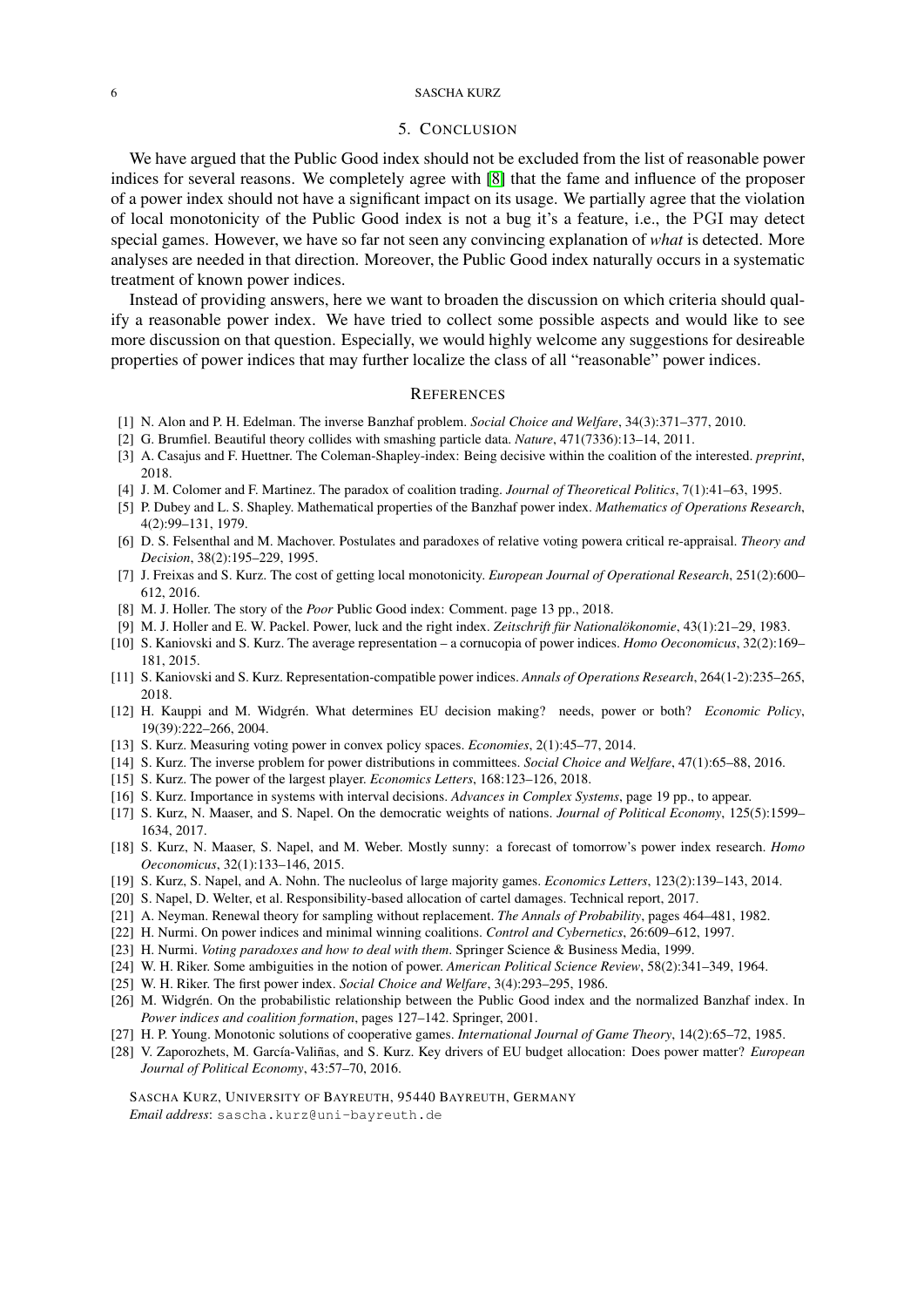## 5. Conclusion

We have argued that the Public Good index should not be excluded from the list of reasonable power indices for several reasons. We completely agree with [8] that the fame and influence of the proposer of a power index should not have a significant impact on its usage. We partially agree that the violation of local monotonicity of the Public Good index is not a bug it's a feature, i.e., the PGI may detect special games. However, we have so far not seen any convincing explanation of *what* is detected. More analyses are needed in that direction. Moreover, the Public Good index naturally occurs in a systematic treatment of known power indices.

Instead of providing answers, here we want to broaden the discussion on which criteria should qualify a reasonable power index. We have tried to collect some possible aspects and would like to see more discussion on that question. Especially, we would highly welcome any suggestions for desireable properties of power indices that may further localize the class of all "reasonable" power indices.

## References

[1] N. Alon and P. H. Edelman. The inverse Banzhaf problem. *Social Choice and Welfare*, 34(3):371–377, 2010.
[2] G. Brumfiel. Beautiful theory collides with smashing particle data. *Nature*, 471(7336):13–14, 2011.
[3] A. Casajus and F. Huettner. The Coleman-Shapley-index: Being decisive within the coalition of the interested. *preprint*, 2018.
[4] J. M. Colomer and F. Martinez. The paradox of coalition trading. *Journal of Theoretical Politics*, 7(1):41–63, 1995.
[5] P. Dubey and L. S. Shapley. Mathematical properties of the Banzhaf power index. *Mathematics of Operations Research*, 4(2):99–131, 1979.
[6] D. S. Felsenthal and M. Machover. Postulates and paradoxes of relative voting powera critical re-appraisal. *Theory and Decision*, 38(2):195–229, 1995.
[7] J. Freixas and S. Kurz. The cost of getting local monotonicity. *European Journal of Operational Research*, 251(2):600–612, 2016.
[8] M. J. Holler. The story of the *Poor* Public Good index: Comment. page 13 pp., 2018.
[9] M. J. Holler and E. W. Packel. Power, luck and the right index. *Zeitschrift für Nationalökonomie*, 43(1):21–29, 1983.
[10] S. Kaniovski and S. Kurz. The average representation – a cornucopia of power indices. *Homo Oeconomicus*, 32(2):169–181, 2015.
[11] S. Kaniovski and S. Kurz. Representation-compatible power indices. *Annals of Operations Research*, 264(1-2):235–265, 2018.
[12] H. Kauppi and M. Widgrén. What determines EU decision making? needs, power or both? *Economic Policy*, 19(39):222–266, 2004.
[13] S. Kurz. Measuring voting power in convex policy spaces. *Economies*, 2(1):45–77, 2014.
[14] S. Kurz. The inverse problem for power distributions in committees. *Social Choice and Welfare*, 47(1):65–88, 2016.
[15] S. Kurz. The power of the largest player. *Economics Letters*, 168:123–126, 2018.
[16] S. Kurz. Importance in systems with interval decisions. *Advances in Complex Systems*, page 19 pp., to appear.
[17] S. Kurz, N. Maaser, and S. Napel. On the democratic weights of nations. *Journal of Political Economy*, 125(5):1599–1634, 2017.
[18] S. Kurz, N. Maaser, S. Napel, and M. Weber. Mostly sunny: a forecast of tomorrow's power index research. *Homo Oeconomicus*, 32(1):133–146, 2015.
[19] S. Kurz, S. Napel, and A. Nohn. The nucleolus of large majority games. *Economics Letters*, 123(2):139–143, 2014.
[20] S. Napel, D. Welter, et al. Responsibility-based allocation of cartel damages. Technical report, 2017.
[21] A. Neyman. Renewal theory for sampling without replacement. *The Annals of Probability*, pages 464–481, 1982.
[22] H. Nurmi. On power indices and minimal winning coalitions. *Control and Cybernetics*, 26:609–612, 1997.
[23] H. Nurmi. *Voting paradoxes and how to deal with them*. Springer Science & Business Media, 1999.
[24] W. H. Riker. Some ambiguities in the notion of power. *American Political Science Review*, 58(2):341–349, 1964.
[25] W. H. Riker. The first power index. *Social Choice and Welfare*, 3(4):293–295, 1986.
[26] M. Widgrén. On the probabilistic relationship between the Public Good index and the normalized Banzhaf index. In *Power indices and coalition formation*, pages 127–142. Springer, 2001.
[27] H. P. Young. Monotonic solutions of cooperative games. *International Journal of Game Theory*, 14(2):65–72, 1985.
[28] V. Zaporozhets, M. García-Valiñas, and S. Kurz. Key drivers of EU budget allocation: Does power matter? *European Journal of Political Economy*, 43:57–70, 2016.

Sascha Kurz, University of Bayreuth, 95440 Bayreuth, Germany
*Email address*: sascha.kurz@uni-bayreuth.de